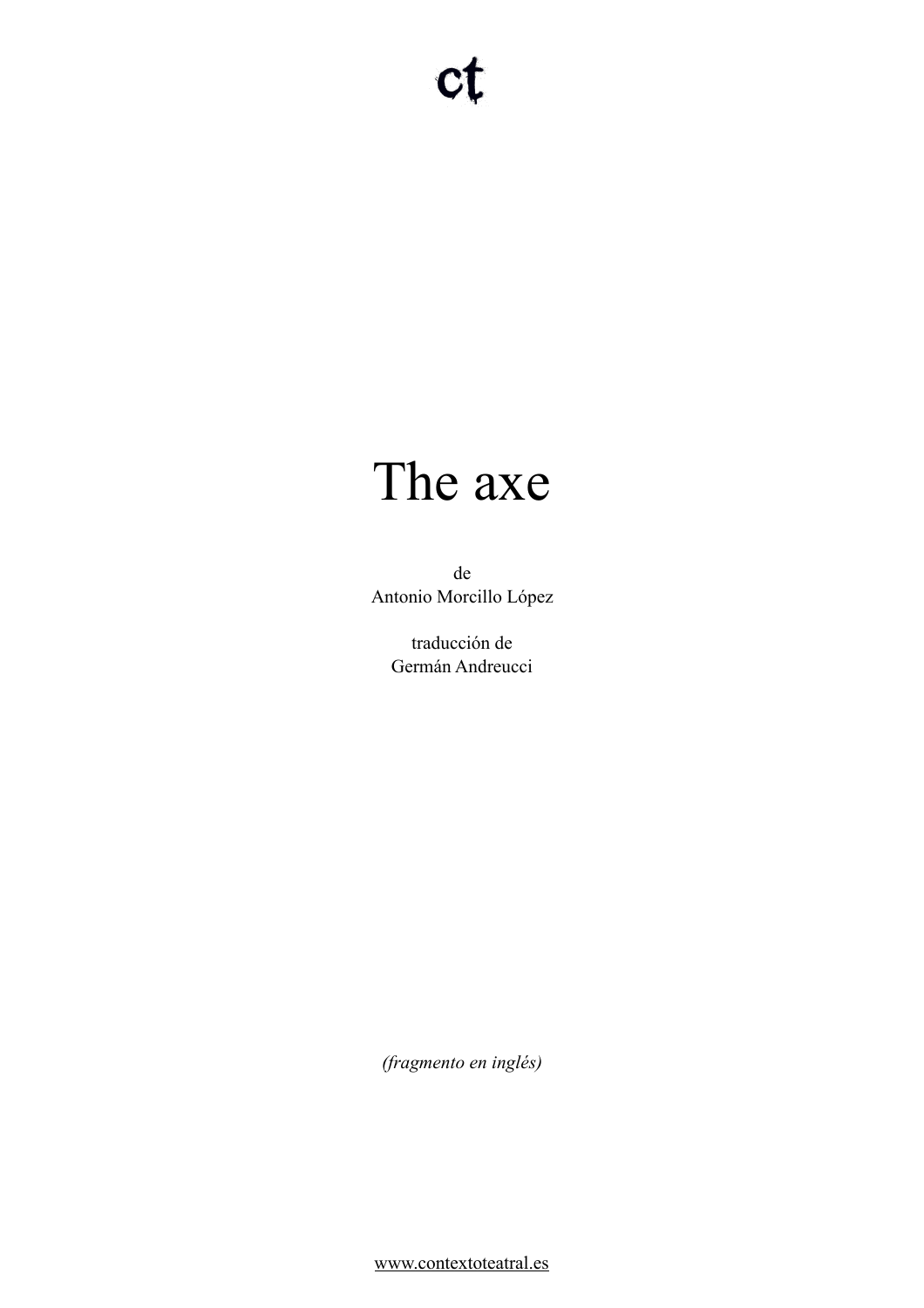ct

# The axe

de
Antonio Morcillo López

traducción de
Germán Andreucci

*(fragmento en inglés)*

www.contextoteatral.es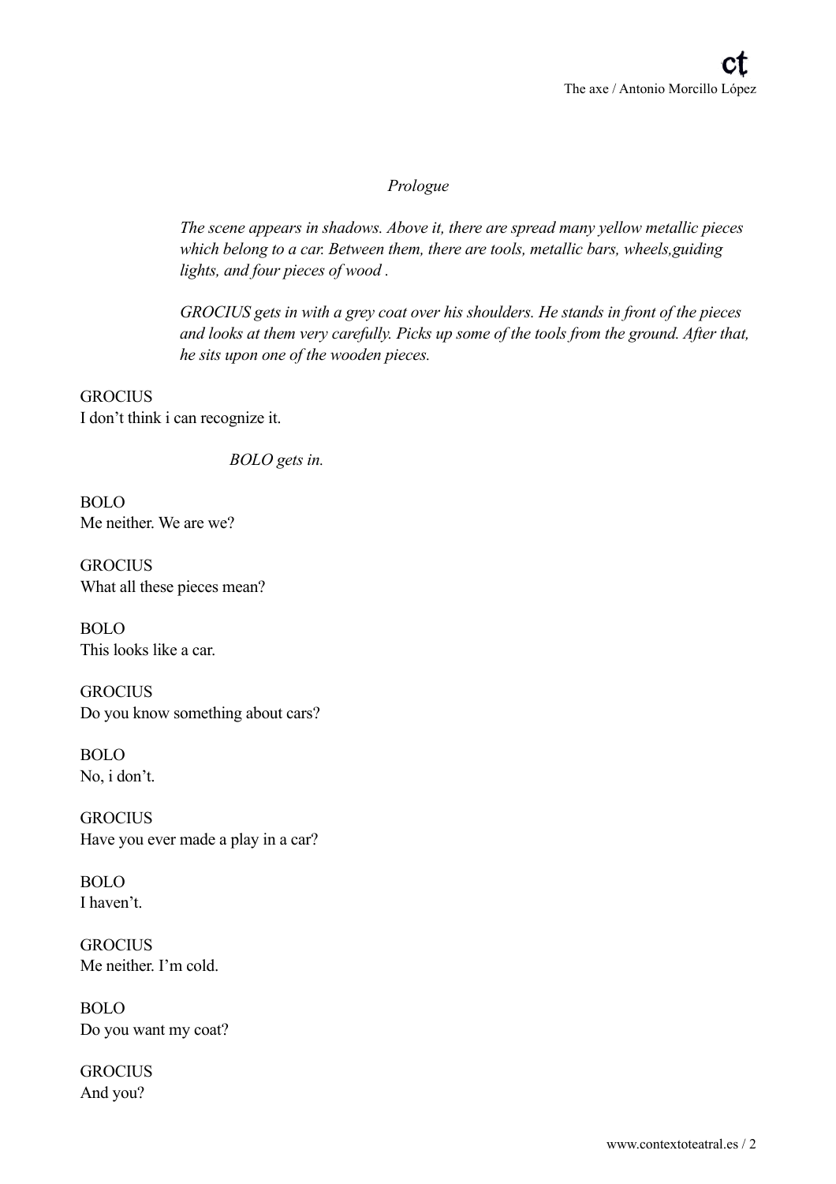*Prologue*

*The scene appears in shadows. Above it, there are spread many yellow metallic pieces which belong to a car. Between them, there are tools, metallic bars, wheels,guiding lights, and four pieces of wood .*

*GROCIUS gets in with a grey coat over his shoulders. He stands in front of the pieces and looks at them very carefully. Picks up some of the tools from the ground. After that, he sits upon one of the wooden pieces.*

GROCIUS
I don't think i can recognize it.

*BOLO gets in.*

BOLO
Me neither. We are we?

GROCIUS
What all these pieces mean?

BOLO
This looks like a car.

GROCIUS
Do you know something about cars?

BOLO
No, i don't.

GROCIUS
Have you ever made a play in a car?

BOLO
I haven't.

GROCIUS
Me neither. I'm cold.

BOLO
Do you want my coat?

GROCIUS
And you?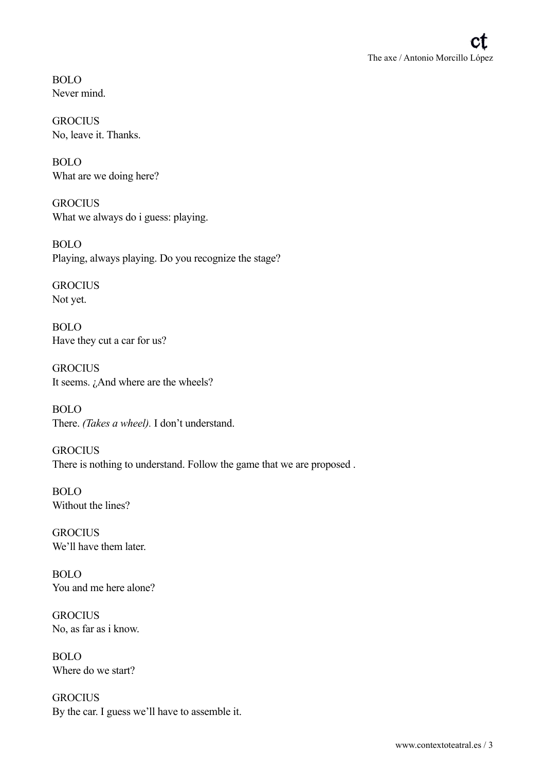BOLO
Never mind.

GROCIUS
No, leave it. Thanks.

BOLO
What are we doing here?

GROCIUS
What we always do i guess: playing.

BOLO
Playing, always playing. Do you recognize the stage?

GROCIUS
Not yet.

BOLO
Have they cut a car for us?

GROCIUS
It seems. ¿And where are the wheels?

BOLO
There. *(Takes a wheel).* I don't understand.

GROCIUS
There is nothing to understand. Follow the game that we are proposed .

BOLO
Without the lines?

GROCIUS
We'll have them later.

BOLO
You and me here alone?

GROCIUS
No, as far as i know.

BOLO
Where do we start?

GROCIUS
By the car. I guess we'll have to assemble it.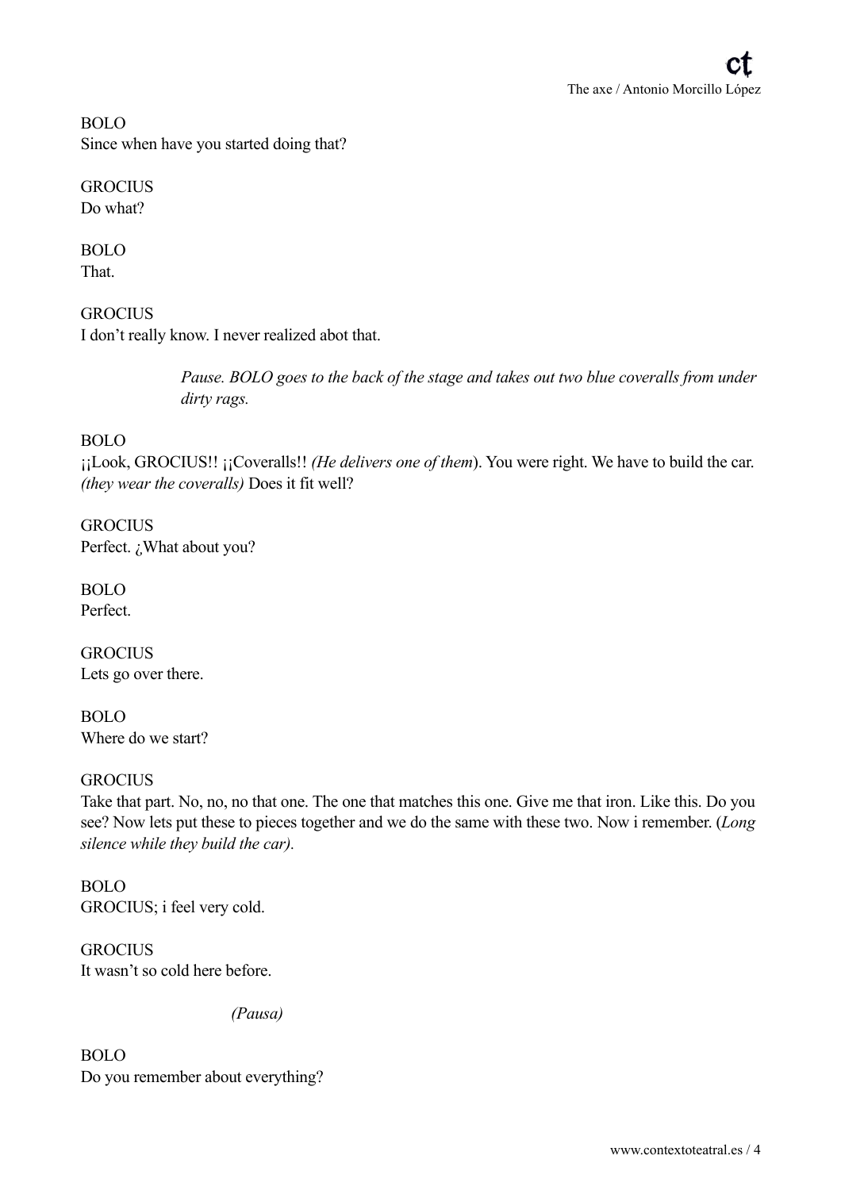BOLO
Since when have you started doing that?

GROCIUS
Do what?

BOLO
That.

GROCIUS
I don't really know. I never realized abot that.

> *Pause. BOLO goes to the back of the stage and takes out two blue coveralls from under dirty rags.*

BOLO
¡¡Look, GROCIUS!! ¡¡Coveralls!! *(He delivers one of them*). You were right. We have to build the car. *(they wear the coveralls)* Does it fit well?

GROCIUS
Perfect. ¿What about you?

BOLO
Perfect.

GROCIUS
Lets go over there.

BOLO
Where do we start?

GROCIUS
Take that part. No, no, no that one. The one that matches this one. Give me that iron. Like this. Do you see? Now lets put these to pieces together and we do the same with these two. Now i remember. (*Long silence while they build the car).*

BOLO
GROCIUS; i feel very cold.

GROCIUS
It wasn't so cold here before.

> *(Pausa)*

BOLO
Do you remember about everything?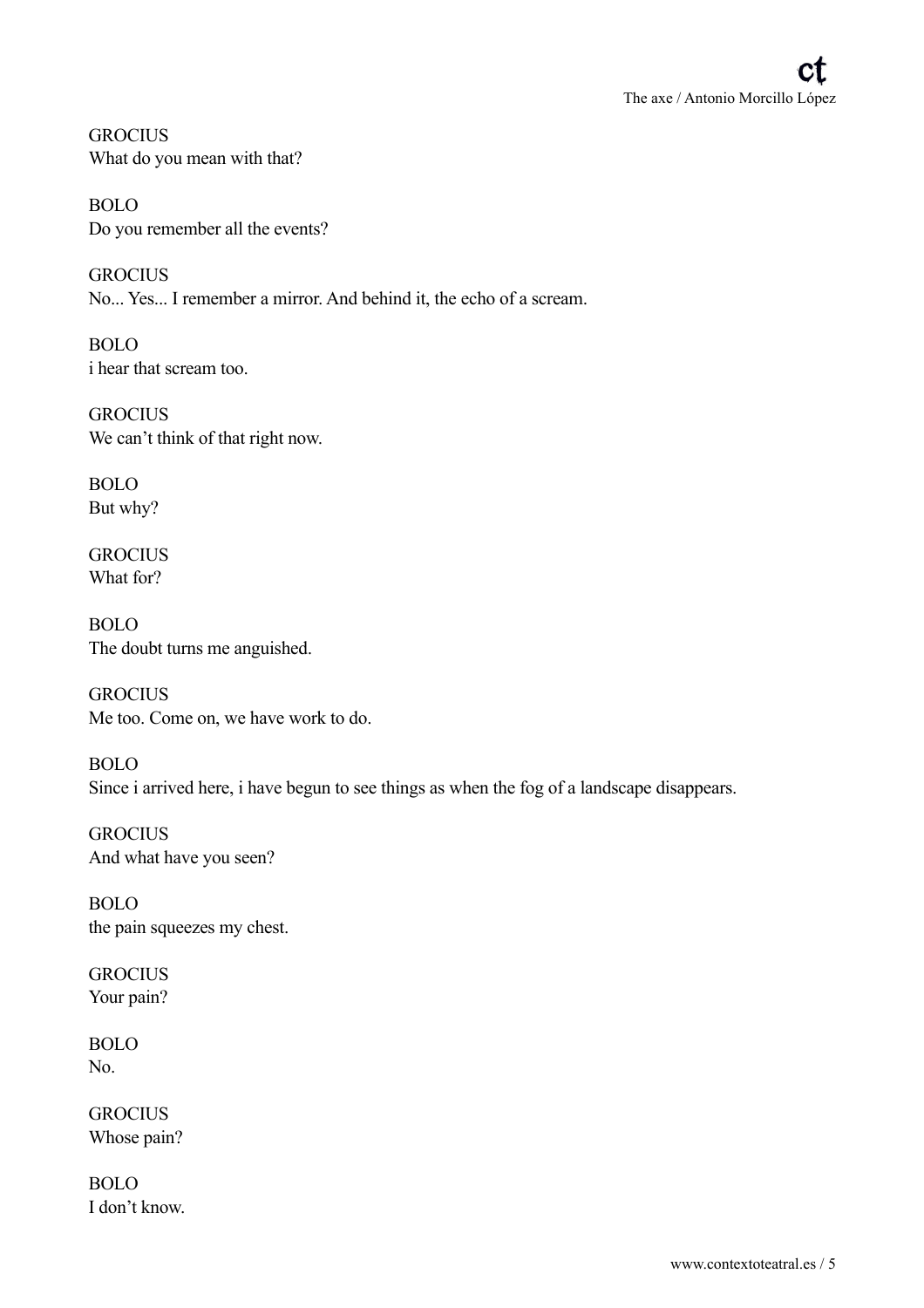GROCIUS
What do you mean with that?

BOLO
Do you remember all the events?

GROCIUS
No... Yes... I remember a mirror. And behind it, the echo of a scream.

BOLO
i hear that scream too.

GROCIUS
We can't think of that right now.

BOLO
But why?

GROCIUS
What for?

BOLO
The doubt turns me anguished.

GROCIUS
Me too. Come on, we have work to do.

BOLO
Since i arrived here, i have begun to see things as when the fog of a landscape disappears.

GROCIUS
And what have you seen?

BOLO
the pain squeezes my chest.

GROCIUS
Your pain?

BOLO
No.

GROCIUS
Whose pain?

BOLO
I don't know.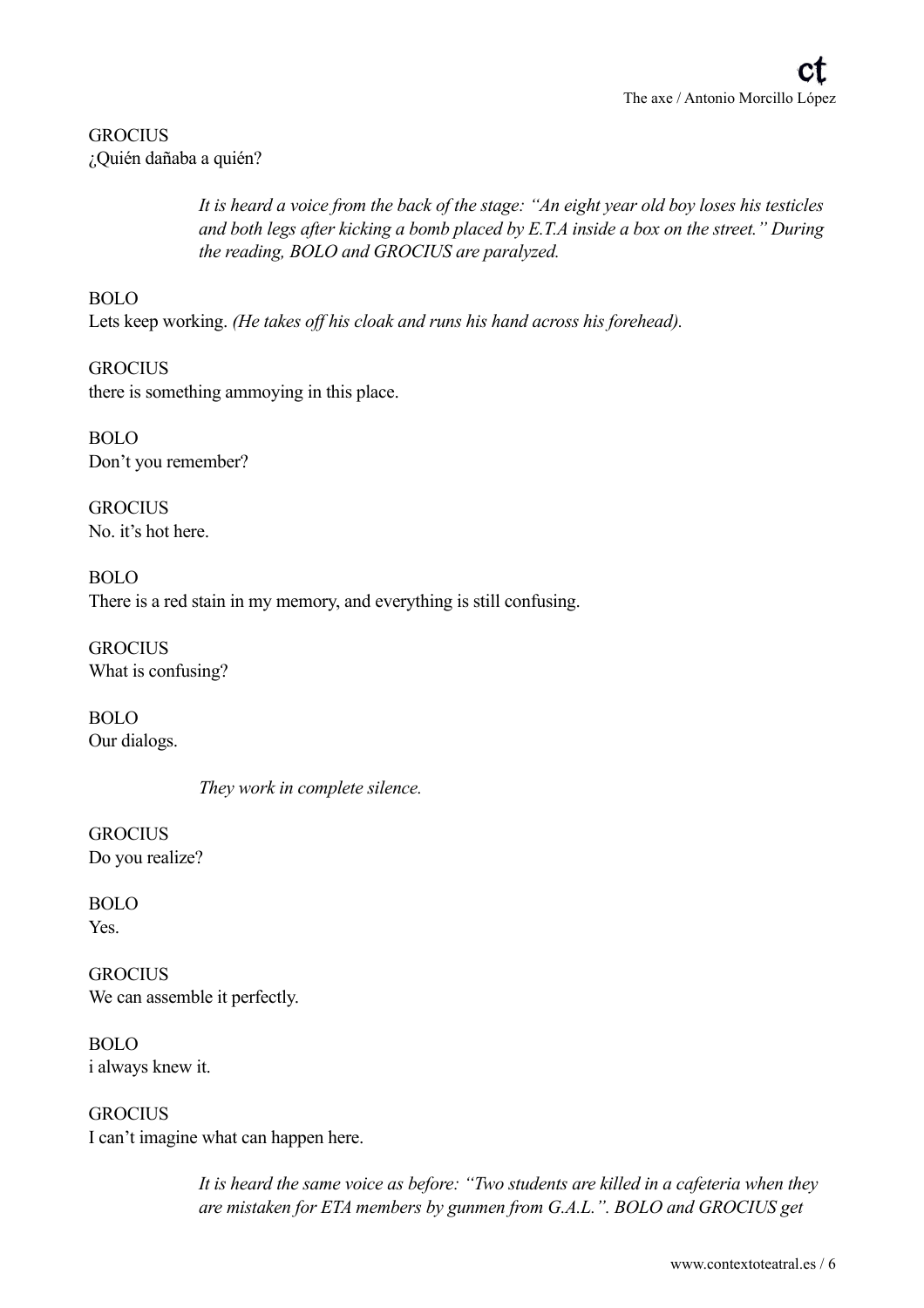GROCIUS
¿Quién dañaba a quién?

> *It is heard a voice from the back of the stage: "An eight year old boy loses his testicles and both legs after kicking a bomb placed by E.T.A inside a box on the street." During the reading, BOLO and GROCIUS are paralyzed.*

BOLO
Lets keep working. *(He takes off his cloak and runs his hand across his forehead).*

GROCIUS
there is something ammoying in this place.

BOLO
Don't you remember?

GROCIUS
No. it's hot here.

BOLO
There is a red stain in my memory, and everything is still confusing.

GROCIUS
What is confusing?

BOLO
Our dialogs.

> *They work in complete silence.*

GROCIUS
Do you realize?

BOLO
Yes.

GROCIUS
We can assemble it perfectly.

BOLO
i always knew it.

GROCIUS
I can't imagine what can happen here.

> *It is heard the same voice as before: "Two students are killed in a cafeteria when they are mistaken for ETA members by gunmen from G.A.L.". BOLO and GROCIUS get*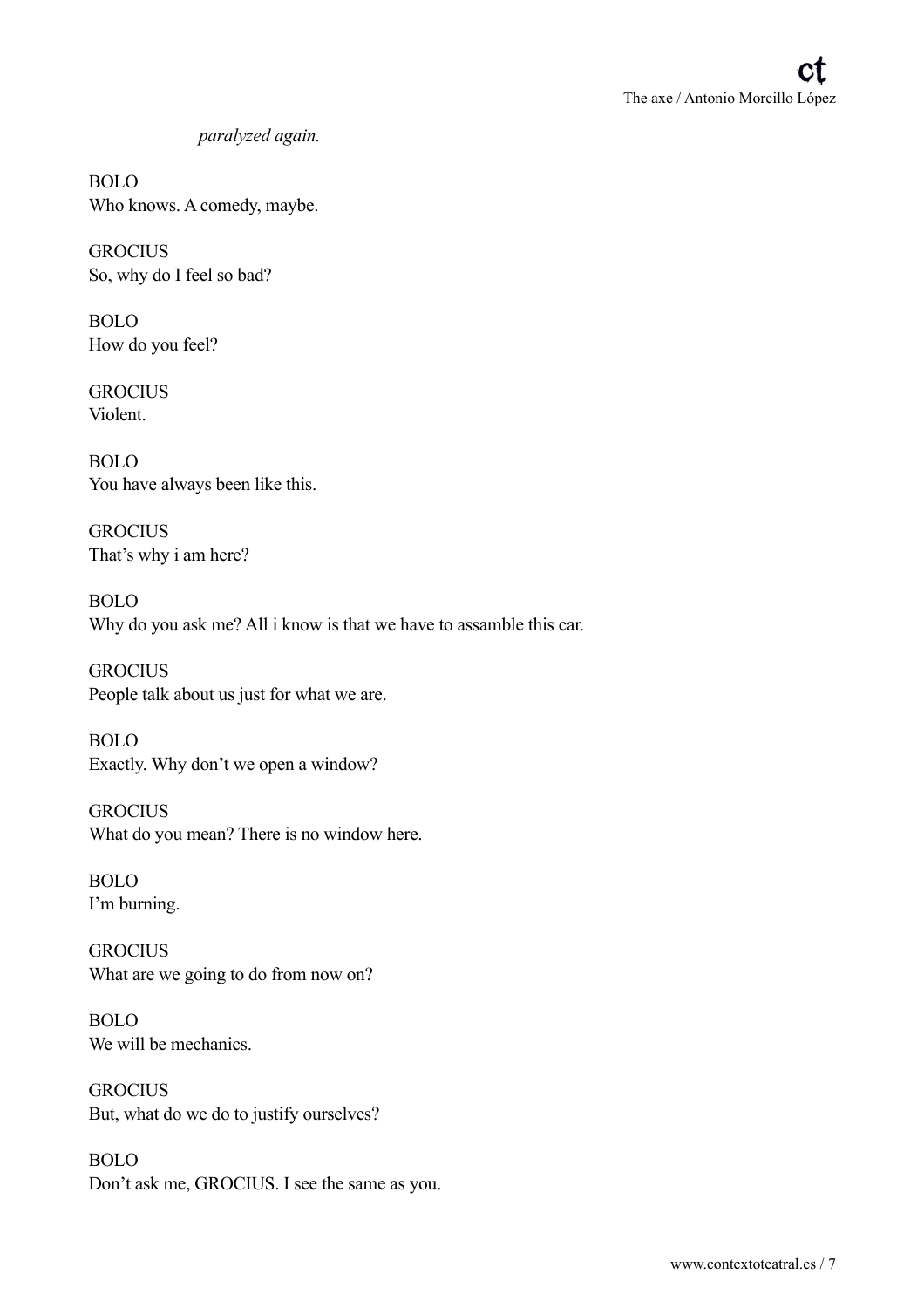*paralyzed again.*

BOLO
Who knows. A comedy, maybe.

GROCIUS
So, why do I feel so bad?

BOLO
How do you feel?

GROCIUS
Violent.

BOLO
You have always been like this.

GROCIUS
That's why i am here?

BOLO
Why do you ask me? All i know is that we have to assamble this car.

GROCIUS
People talk about us just for what we are.

BOLO
Exactly. Why don't we open a window?

GROCIUS
What do you mean? There is no window here.

BOLO
I'm burning.

GROCIUS
What are we going to do from now on?

BOLO
We will be mechanics.

GROCIUS
But, what do we do to justify ourselves?

BOLO
Don't ask me, GROCIUS. I see the same as you.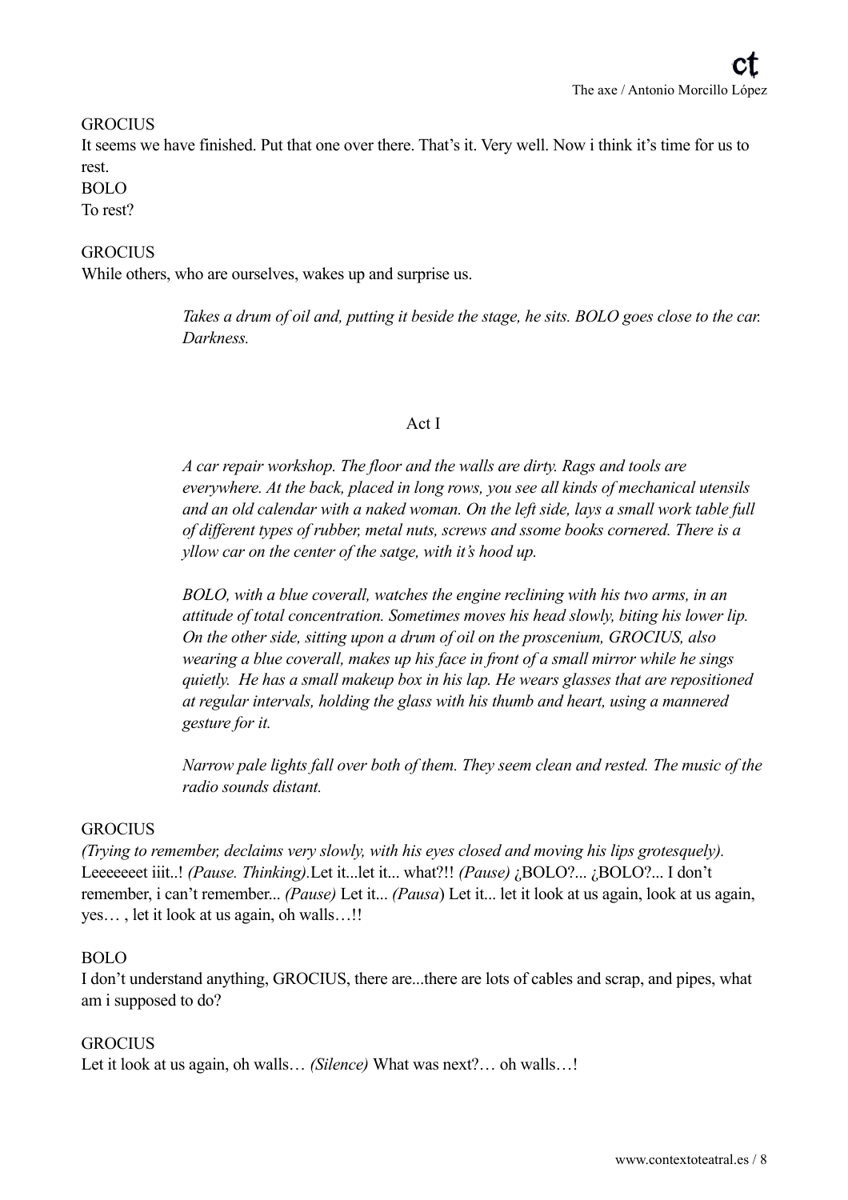GROCIUS

It seems we have finished. Put that one over there. That's it. Very well. Now i think it's time for us to rest.

BOLO

To rest?

GROCIUS

While others, who are ourselves, wakes up and surprise us.

> *Takes a drum of oil and, putting it beside the stage, he sits. BOLO goes close to the car. Darkness.*

## Act I

> *A car repair workshop. The floor and the walls are dirty. Rags and tools are everywhere. At the back, placed in long rows, you see all kinds of mechanical utensils and an old calendar with a naked woman. On the left side, lays a small work table full of different types of rubber, metal nuts, screws and ssome books cornered. There is a yllow car on the center of the satge, with it's hood up.*

> *BOLO, with a blue coverall, watches the engine reclining with his two arms, in an attitude of total concentration. Sometimes moves his head slowly, biting his lower lip. On the other side, sitting upon a drum of oil on the proscenium, GROCIUS, also wearing a blue coverall, makes up his face in front of a small mirror while he sings quietly. He has a small makeup box in his lap. He wears glasses that are repositioned at regular intervals, holding the glass with his thumb and heart, using a mannered gesture for it.*

> *Narrow pale lights fall over both of them. They seem clean and rested. The music of the radio sounds distant.*

GROCIUS

*(Trying to remember, declaims very slowly, with his eyes closed and moving his lips grotesquely).* Leeeeeeet iiit..! *(Pause. Thinking).*Let it...let it... what?!! *(Pause)* ¿BOLO?... ¿BOLO?... I don't remember, i can't remember... *(Pause)* Let it... *(Pausa*) Let it... let it look at us again, look at us again, yes… , let it look at us again, oh walls…!!

BOLO

I don't understand anything, GROCIUS, there are...there are lots of cables and scrap, and pipes, what am i supposed to do?

GROCIUS

Let it look at us again, oh walls… *(Silence)* What was next?… oh walls…!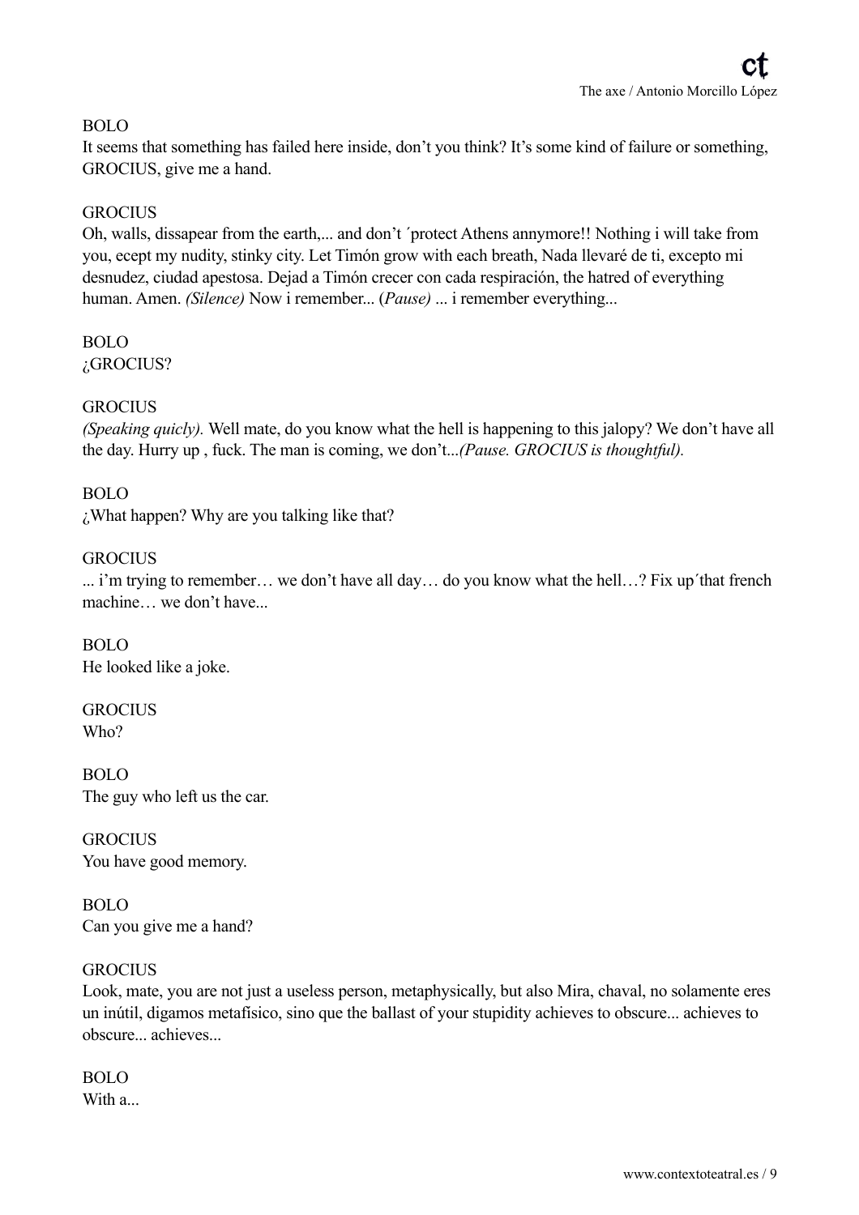BOLO
It seems that something has failed here inside, don't you think? It's some kind of failure or something, GROCIUS, give me a hand.

GROCIUS
Oh, walls, dissapear from the earth,... and don't ´protect Athens annymore!! Nothing i will take from you, ecept my nudity, stinky city. Let Timón grow with each breath, Nada llevaré de ti, excepto mi desnudez, ciudad apestosa. Dejad a Timón crecer con cada respiración, the hatred of everything human. Amen. *(Silence)* Now i remember... (*Pause)* ... i remember everything...

BOLO
¿GROCIUS?

GROCIUS
*(Speaking quicly).* Well mate, do you know what the hell is happening to this jalopy? We don't have all the day. Hurry up , fuck. The man is coming, we don't...*(Pause. GROCIUS is thoughtful).*

BOLO
¿What happen? Why are you talking like that?

GROCIUS
... i'm trying to remember… we don't have all day… do you know what the hell…? Fix up´that french machine… we don't have...

BOLO
He looked like a joke.

GROCIUS
Who?

BOLO
The guy who left us the car.

GROCIUS
You have good memory.

BOLO
Can you give me a hand?

GROCIUS
Look, mate, you are not just a useless person, metaphysically, but also Mira, chaval, no solamente eres un inútil, digamos metafísico, sino que the ballast of your stupidity achieves to obscure... achieves to obscure... achieves...

BOLO
With a...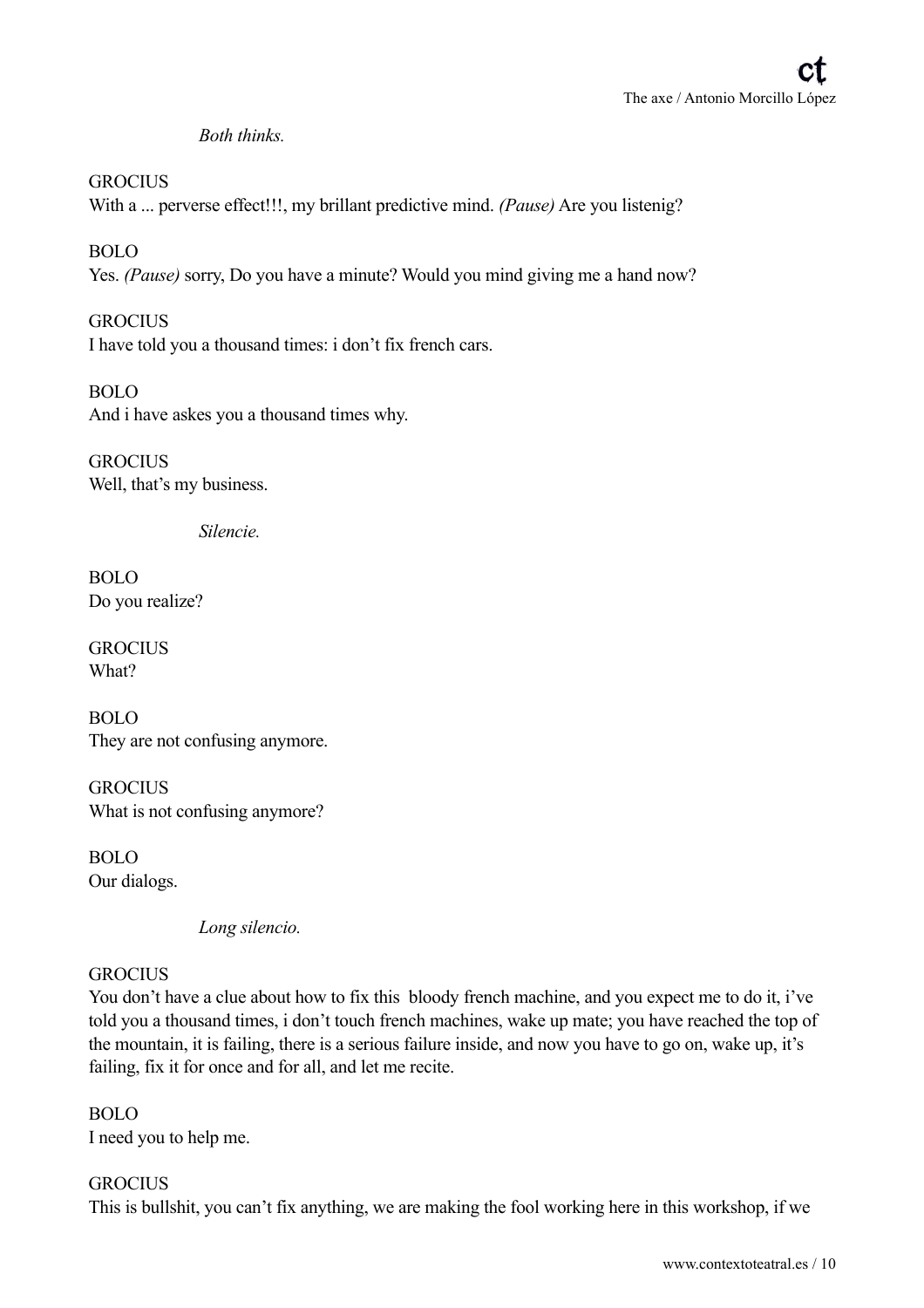*Both thinks.*

GROCIUS
With a ... perverse effect!!!, my brillant predictive mind. *(Pause)* Are you listenig?

BOLO
Yes. *(Pause)* sorry, Do you have a minute? Would you mind giving me a hand now?

GROCIUS
I have told you a thousand times: i don't fix french cars.

BOLO
And i have askes you a thousand times why.

GROCIUS
Well, that's my business.

*Silencie.*

BOLO
Do you realize?

GROCIUS
What?

BOLO
They are not confusing anymore.

GROCIUS
What is not confusing anymore?

BOLO
Our dialogs.

*Long silencio.*

GROCIUS
You don't have a clue about how to fix this bloody french machine, and you expect me to do it, i've told you a thousand times, i don't touch french machines, wake up mate; you have reached the top of the mountain, it is failing, there is a serious failure inside, and now you have to go on, wake up, it's failing, fix it for once and for all, and let me recite.

BOLO
I need you to help me.

GROCIUS
This is bullshit, you can't fix anything, we are making the fool working here in this workshop, if we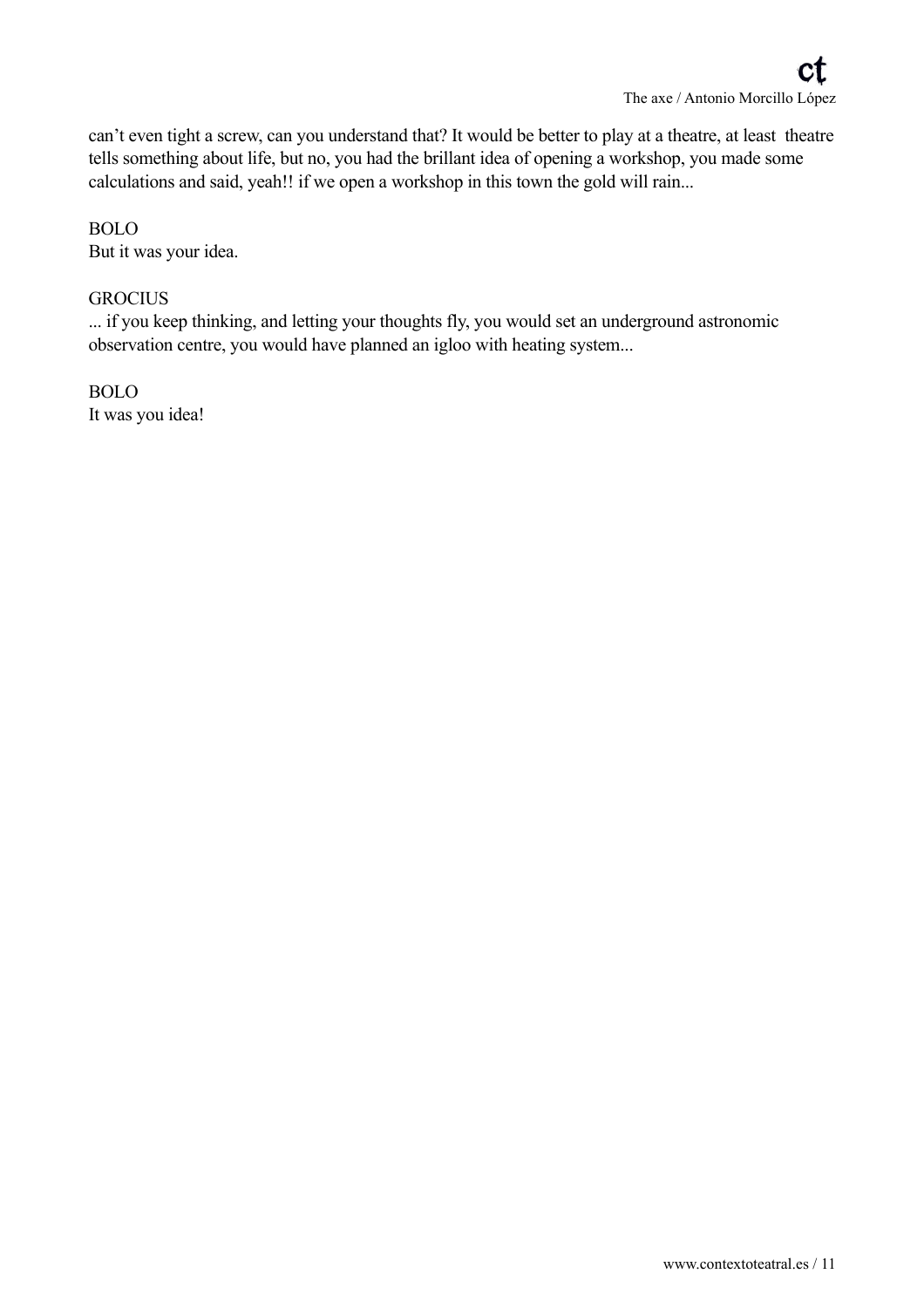can’t even tight a screw, can you understand that? It would be better to play at a theatre, at least theatre tells something about life, but no, you had the brillant idea of opening a workshop, you made some calculations and said, yeah!! if we open a workshop in this town the gold will rain...

BOLO
But it was your idea.

GROCIUS
... if you keep thinking, and letting your thoughts fly, you would set an underground astronomic observation centre, you would have planned an igloo with heating system...

BOLO
It was you idea!